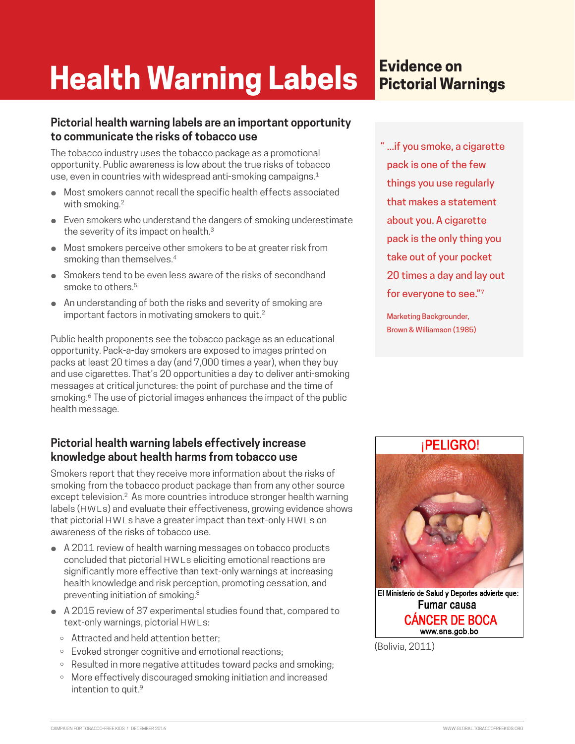# Health Warning Labels

## Evidence on Pictorial Warnings

### Pictorial health warning labels are an important opportunity to communicate the risks of tobacco use

The tobacco industry uses the tobacco package as a promotional opportunity. Public awareness is low about the true risks of tobacco use, even in countries with widespread anti-smoking campaigns.[1]

- Most smokers cannot recall the specific health effects associated with smoking.[2]
- Even smokers who understand the dangers of smoking underestimate the severity of its impact on health.[3]
- Most smokers perceive other smokers to be at greater risk from smoking than themselves.[4]
- Smokers tend to be even less aware of the risks of secondhand smoke to others.[5]
- An understanding of both the risks and severity of smoking are important factors in motivating smokers to quit.[2]

Public health proponents see the tobacco package as an educational opportunity. Pack-a-day smokers are exposed to images printed on packs at least 20 times a day (and 7,000 times a year), when they buy and use cigarettes. That's 20 opportunities a day to deliver anti-smoking messages at critical junctures: the point of purchase and the time of smoking.[6] The use of pictorial images enhances the impact of the public health message.

> "...if you smoke, a cigarette pack is one of the few things you use regularly that makes a statement about you. A cigarette pack is the only thing you take out of your pocket 20 times a day and lay out for everyone to see."[7]
>
> Marketing Backgrounder, Brown & Williamson (1985)

### Pictorial health warning labels effectively increase knowledge about health harms from tobacco use

Smokers report that they receive more information about the risks of smoking from the tobacco product package than from any other source except television.[2] As more countries introduce stronger health warning labels (HWLs) and evaluate their effectiveness, growing evidence shows that pictorial HWLs have a greater impact than text-only HWLs on awareness of the risks of tobacco use.

- A 2011 review of health warning messages on tobacco products concluded that pictorial HWLs eliciting emotional reactions are significantly more effective than text-only warnings at increasing health knowledge and risk perception, promoting cessation, and preventing initiation of smoking.[8]
- A 2015 review of 37 experimental studies found that, compared to text-only warnings, pictorial HWLs:
  - Attracted and held attention better;
  - Evoked stronger cognitive and emotional reactions;
  - Resulted in more negative attitudes toward packs and smoking;
  - More effectively discouraged smoking initiation and increased intention to quit.[9]

¡PELIGRO!

El Ministerio de Salud y Deportes advierte que:
Fumar causa
CÁNCER DE BOCA
www.sns.gob.bo

(Bolivia, 2011)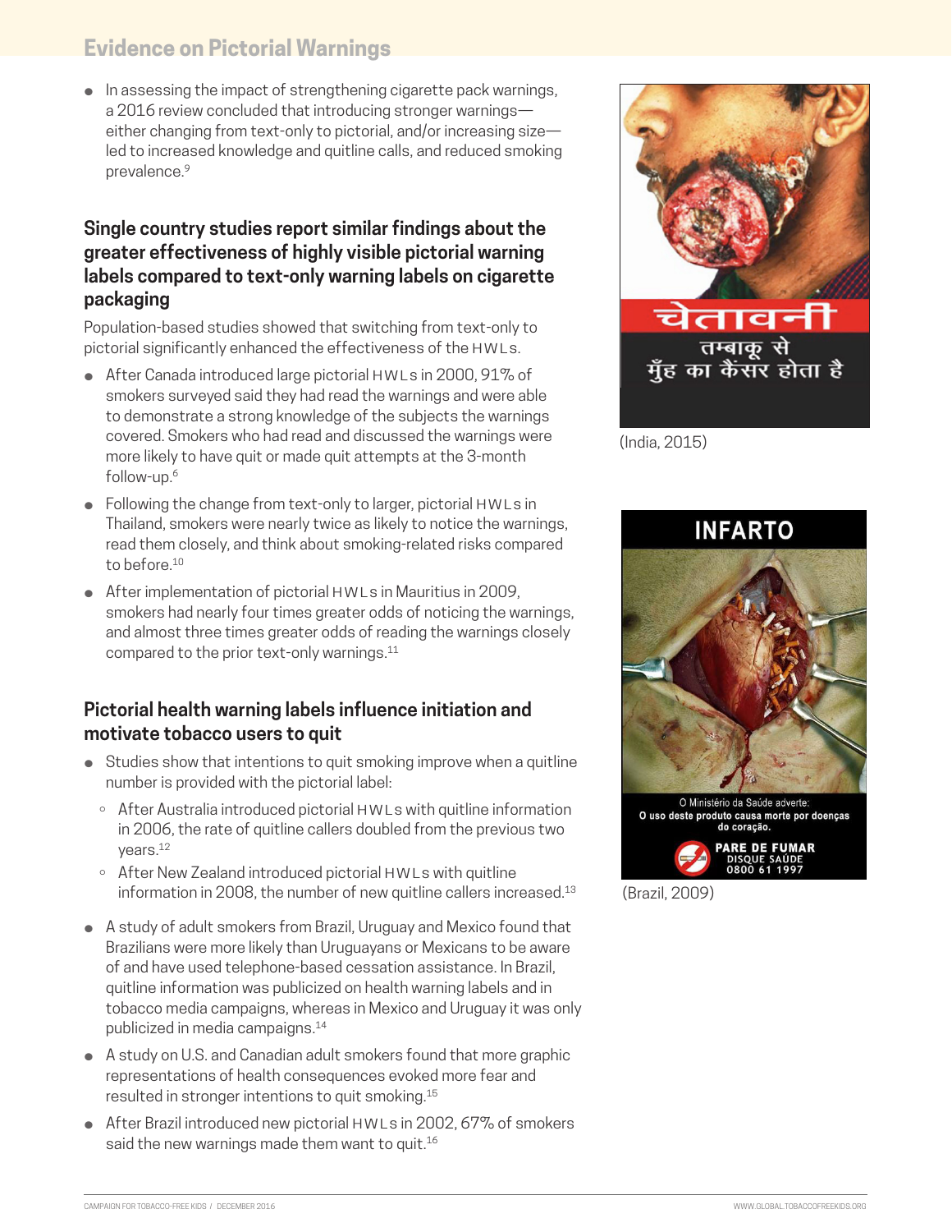## Evidence on Pictorial Warnings

- In assessing the impact of strengthening cigarette pack warnings, a 2016 review concluded that introducing stronger warnings—either changing from text-only to pictorial, and/or increasing size—led to increased knowledge and quitline calls, and reduced smoking prevalence.[9]

### Single country studies report similar findings about the greater effectiveness of highly visible pictorial warning labels compared to text-only warning labels on cigarette packaging

Population-based studies showed that switching from text-only to pictorial significantly enhanced the effectiveness of the HWLs.

- After Canada introduced large pictorial HWLs in 2000, 91% of smokers surveyed said they had read the warnings and were able to demonstrate a strong knowledge of the subjects the warnings covered. Smokers who had read and discussed the warnings were more likely to have quit or made quit attempts at the 3-month follow-up.[6]
- Following the change from text-only to larger, pictorial HWLs in Thailand, smokers were nearly twice as likely to notice the warnings, read them closely, and think about smoking-related risks compared to before.[10]
- After implementation of pictorial HWLs in Mauritius in 2009, smokers had nearly four times greater odds of noticing the warnings, and almost three times greater odds of reading the warnings closely compared to the prior text-only warnings.[11]

### Pictorial health warning labels influence initiation and motivate tobacco users to quit

- Studies show that intentions to quit smoking improve when a quitline number is provided with the pictorial label:
  - After Australia introduced pictorial HWLs with quitline information in 2006, the rate of quitline callers doubled from the previous two years.[12]
  - After New Zealand introduced pictorial HWLs with quitline information in 2008, the number of new quitline callers increased.[13]
- A study of adult smokers from Brazil, Uruguay and Mexico found that Brazilians were more likely than Uruguayans or Mexicans to be aware of and have used telephone-based cessation assistance. In Brazil, quitline information was publicized on health warning labels and in tobacco media campaigns, whereas in Mexico and Uruguay it was only publicized in media campaigns.[14]
- A study on U.S. and Canadian adult smokers found that more graphic representations of health consequences evoked more fear and resulted in stronger intentions to quit smoking.[15]
- After Brazil introduced new pictorial HWLs in 2002, 67% of smokers said the new warnings made them want to quit.[16]

चेतावनी
तम्बाकू से
मुँह का कैंसर होता है

(India, 2015)

INFARTO

O Ministério da Saúde adverte:
O uso deste produto causa morte por doenças do coração.

PARE DE FUMAR
DISQUE SAÚDE
0800 61 1997

(Brazil, 2009)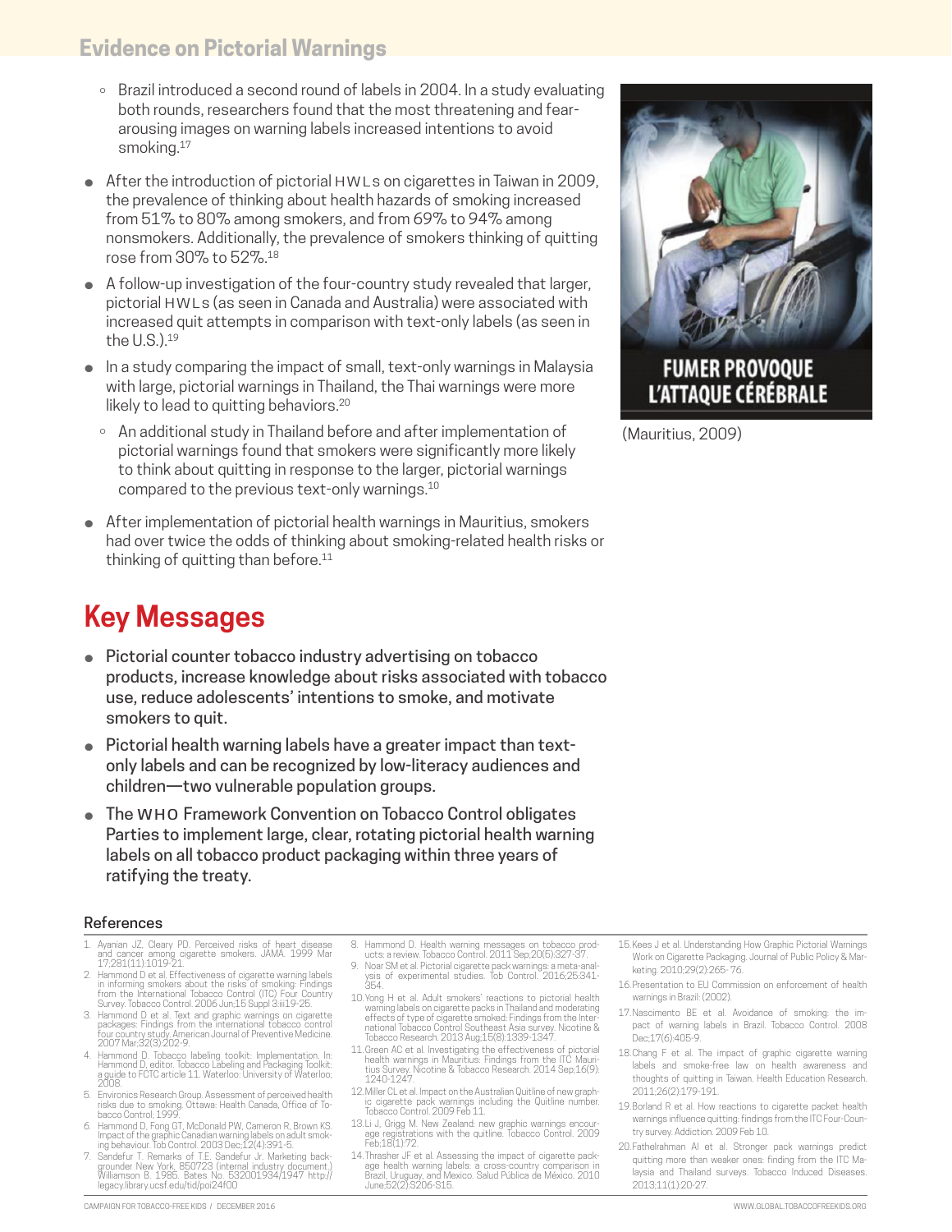## Evidence on Pictorial Warnings

- Brazil introduced a second round of labels in 2004. In a study evaluating both rounds, researchers found that the most threatening and fear-arousing images on warning labels increased intentions to avoid smoking.[17]
- After the introduction of pictorial HWLs on cigarettes in Taiwan in 2009, the prevalence of thinking about health hazards of smoking increased from 51% to 80% among smokers, and from 69% to 94% among nonsmokers. Additionally, the prevalence of smokers thinking of quitting rose from 30% to 52%.[18]
- A follow-up investigation of the four-country study revealed that larger, pictorial HWLs (as seen in Canada and Australia) were associated with increased quit attempts in comparison with text-only labels (as seen in the U.S.).[19]
- In a study comparing the impact of small, text-only warnings in Malaysia with large, pictorial warnings in Thailand, the Thai warnings were more likely to lead to quitting behaviors.[20]
  - An additional study in Thailand before and after implementation of pictorial warnings found that smokers were significantly more likely to think about quitting in response to the larger, pictorial warnings compared to the previous text-only warnings.[10]
- After implementation of pictorial health warnings in Mauritius, smokers had over twice the odds of thinking about smoking-related health risks or thinking of quitting than before.[11]

FUMER PROVOQUE L'ATTAQUE CÉRÉBRALE

(Mauritius, 2009)

# Key Messages

- **Pictorial counter tobacco industry advertising on tobacco products, increase knowledge about risks associated with tobacco use, reduce adolescents' intentions to smoke, and motivate smokers to quit.**
- **Pictorial health warning labels have a greater impact than text-only labels and can be recognized by low-literacy audiences and children—two vulnerable population groups.**
- **The WHO Framework Convention on Tobacco Control obligates Parties to implement large, clear, rotating pictorial health warning labels on all tobacco product packaging within three years of ratifying the treaty.**

### References

1. Ayanian JZ, Cleary PD. Perceived risks of heart disease and cancer among cigarette smokers. JAMA. 1999 Mar 17;281(11):1019-21.
2. Hammond D et al. Effectiveness of cigarette warning labels in informing smokers about the risks of smoking: Findings from the International Tobacco Control (ITC) Four Country Survey. Tobacco Control. 2006 Jun;15 Suppl 3:iii19-25.
3. Hammond D et al. Text and graphic warnings on cigarette packages: Findings from the international tobacco control four country study. American Journal of Preventive Medicine. 2007 Mar;32(3):202-9.
4. Hammond D. Tobacco labeling toolkit: Implementation. In: Hammond D, editor. Tobacco Labeling and Packaging Toolkit: a guide to FCTC article 11. Waterloo: University of Waterloo; 2008.
5. Environics Research Group. Assessment of perceived health risks due to smoking. Ottawa: Health Canada, Office of Tobacco Control; 1999.
6. Hammond D, Fong GT, McDonald PW, Cameron R, Brown KS. Impact of the graphic Canadian warning labels on adult smoking behaviour. Tob Control. 2003 Dec;12(4):391-5.
7. Sandefur T. Remarks of T.E. Sandefur Jr. Marketing backgrounder New York. 850723 (internal industry document.) Williamson B. 1985. Bates No. 532001934/1947 http://legacy.library.ucsf.edu/tid/poi24f00
8. Hammond D. Health warning messages on tobacco products: a review. Tobacco Control. 2011 Sep;20(5):327-37.
9. Noar SM et al. Pictorial cigarette pack warnings: a meta-analysis of experimental studies. Tob Control. 2016;25:341-354.
10. Yong H et al. Adult smokers' reactions to pictorial health warning labels on cigarette packs in Thailand and moderating effects of type of cigarette smoked: Findings from the International Tobacco Control Southeast Asia survey. Nicotine & Tobacco Research. 2013 Aug;15(8):1339-1347.
11. Green AC et al. Investigating the effectiveness of pictorial health warnings in Mauritius: Findings from the ITC Mauritius Survey. Nicotine & Tobacco Research. 2014 Sep;16(9):1240-1247.
12. Miller CL et al. Impact on the Australian Quitline of new graphic cigarette pack warnings including the Quitline number. Tobacco Control. 2009 Feb 11.
13. Li J, Grigg M. New Zealand: new graphic warnings encourage registrations with the quitline. Tobacco Control. 2009 Feb;18(1):72.
14. Thrasher JF et al. Assessing the impact of cigarette package health warning labels: a cross-country comparison in Brazil, Uruguay, and Mexico. Salud Pública de México. 2010 June;52(2):S206-S15.
15. Kees J et al. Understanding How Graphic Pictorial Warnings Work on Cigarette Packaging. Journal of Public Policy & Marketing. 2010;29(2):265-76.
16. Presentation to EU Commission on enforcement of health warnings in Brazil: (2002).
17. Nascimento BE et al. Avoidance of smoking: the impact of warning labels in Brazil. Tobacco Control. 2008 Dec;17(6):405-9.
18. Chang F et al. The impact of graphic cigarette warning labels and smoke-free law on health awareness and thoughts of quitting in Taiwan. Health Education Research. 2011;26(2):179-191.
19. Borland R et al. How reactions to cigarette packet health warnings influence quitting: findings from the ITC Four-Country survey. Addiction. 2009 Feb 10.
20. Fathelrahman AI et al. Stronger pack warnings predict quitting more than weaker ones: finding from the ITC Malaysia and Thailand surveys. Tobacco Induced Diseases. 2013;11(1):20-27.